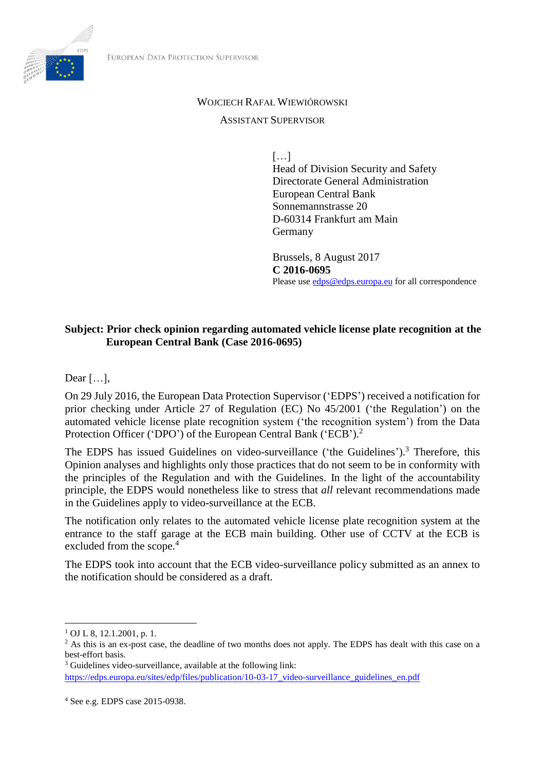EUROPEAN DATA PROTECTION SUPERVISOR

WOJCIECH RAFAŁ WIEWIÓROWSKI

ASSISTANT SUPERVISOR

[…]
Head of Division Security and Safety
Directorate General Administration
European Central Bank
Sonnemannstrasse 20
D-60314 Frankfurt am Main
Germany

Brussels, 8 August 2017
**C 2016-0695**
Please use edps@edps.europa.eu for all correspondence

**Subject: Prior check opinion regarding automated vehicle license plate recognition at the European Central Bank (Case 2016-0695)**

Dear […],

On 29 July 2016, the European Data Protection Supervisor ('EDPS') received a notification for prior checking under Article 27 of Regulation (EC) No 45/2001 ('the Regulation') on the automated vehicle license plate recognition system ('the recognition system') from the Data Protection Officer ('DPO') of the European Central Bank ('ECB').[2]

The EDPS has issued Guidelines on video-surveillance ('the Guidelines').[3] Therefore, this Opinion analyses and highlights only those practices that do not seem to be in conformity with the principles of the Regulation and with the Guidelines. In the light of the accountability principle, the EDPS would nonetheless like to stress that *all* relevant recommendations made in the Guidelines apply to video-surveillance at the ECB.

The notification only relates to the automated vehicle license plate recognition system at the entrance to the staff garage at the ECB main building. Other use of CCTV at the ECB is excluded from the scope.[4]

The EDPS took into account that the ECB video-surveillance policy submitted as an annex to the notification should be considered as a draft.

---

[1] OJ L 8, 12.1.2001, p. 1.

[2] As this is an ex-post case, the deadline of two months does not apply. The EDPS has dealt with this case on a best-effort basis.

[3] Guidelines video-surveillance, available at the following link: https://edps.europa.eu/sites/edp/files/publication/10-03-17_video-surveillance_guidelines_en.pdf

[4] See e.g. EDPS case 2015-0938.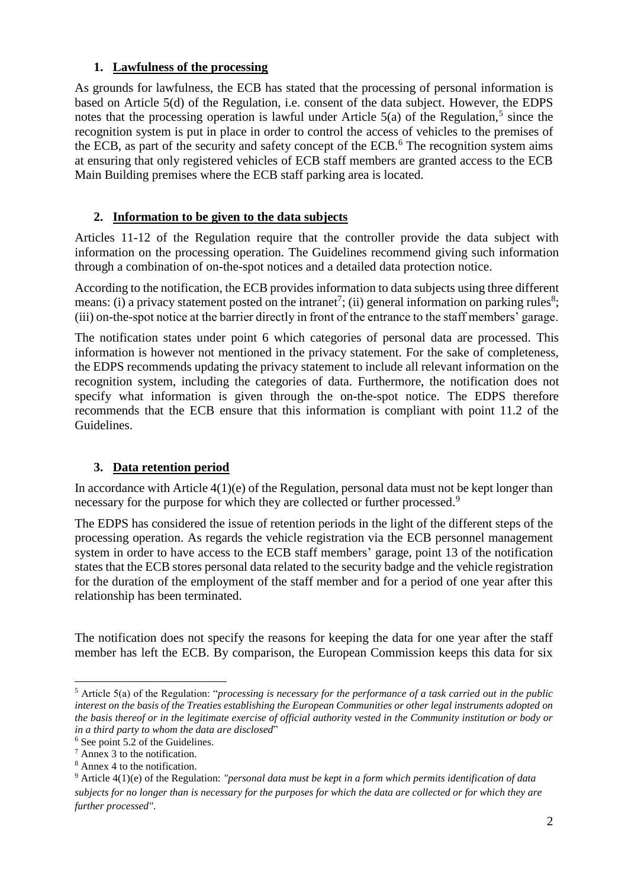## 1. Lawfulness of the processing

As grounds for lawfulness, the ECB has stated that the processing of personal information is based on Article 5(d) of the Regulation, i.e. consent of the data subject. However, the EDPS notes that the processing operation is lawful under Article 5(a) of the Regulation,[5] since the recognition system is put in place in order to control the access of vehicles to the premises of the ECB, as part of the security and safety concept of the ECB.[6] The recognition system aims at ensuring that only registered vehicles of ECB staff members are granted access to the ECB Main Building premises where the ECB staff parking area is located.

## 2. Information to be given to the data subjects

Articles 11-12 of the Regulation require that the controller provide the data subject with information on the processing operation. The Guidelines recommend giving such information through a combination of on-the-spot notices and a detailed data protection notice.

According to the notification, the ECB provides information to data subjects using three different means: (i) a privacy statement posted on the intranet[7]; (ii) general information on parking rules[8]; (iii) on-the-spot notice at the barrier directly in front of the entrance to the staff members' garage.

The notification states under point 6 which categories of personal data are processed. This information is however not mentioned in the privacy statement. For the sake of completeness, the EDPS recommends updating the privacy statement to include all relevant information on the recognition system, including the categories of data. Furthermore, the notification does not specify what information is given through the on-the-spot notice. The EDPS therefore recommends that the ECB ensure that this information is compliant with point 11.2 of the Guidelines.

## 3. Data retention period

In accordance with Article 4(1)(e) of the Regulation, personal data must not be kept longer than necessary for the purpose for which they are collected or further processed.[9]

The EDPS has considered the issue of retention periods in the light of the different steps of the processing operation. As regards the vehicle registration via the ECB personnel management system in order to have access to the ECB staff members' garage, point 13 of the notification states that the ECB stores personal data related to the security badge and the vehicle registration for the duration of the employment of the staff member and for a period of one year after this relationship has been terminated.

The notification does not specify the reasons for keeping the data for one year after the staff member has left the ECB. By comparison, the European Commission keeps this data for six

---

[5] Article 5(a) of the Regulation: "*processing is necessary for the performance of a task carried out in the public interest on the basis of the Treaties establishing the European Communities or other legal instruments adopted on the basis thereof or in the legitimate exercise of official authority vested in the Community institution or body or in a third party to whom the data are disclosed*"

[6] See point 5.2 of the Guidelines.

[7] Annex 3 to the notification.

[8] Annex 4 to the notification.

[9] Article 4(1)(e) of the Regulation: *"personal data must be kept in a form which permits identification of data subjects for no longer than is necessary for the purposes for which the data are collected or for which they are further processed"*.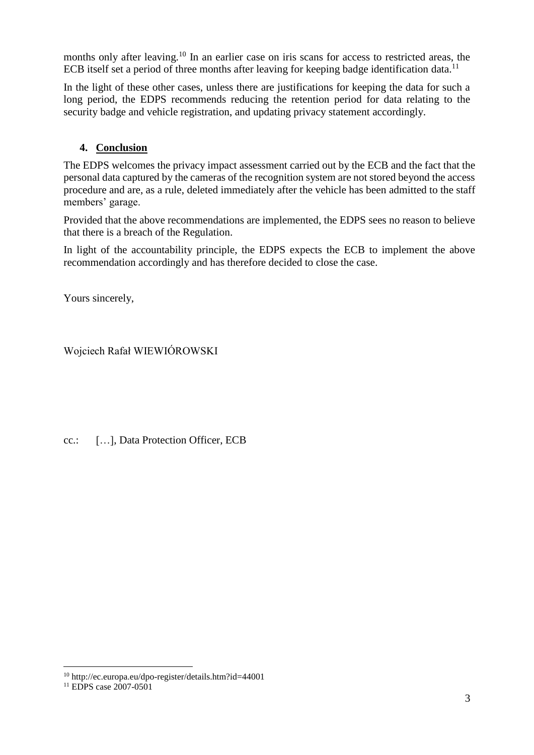months only after leaving.[10] In an earlier case on iris scans for access to restricted areas, the ECB itself set a period of three months after leaving for keeping badge identification data.[11]

In the light of these other cases, unless there are justifications for keeping the data for such a long period, the EDPS recommends reducing the retention period for data relating to the security badge and vehicle registration, and updating privacy statement accordingly.

## 4. Conclusion

The EDPS welcomes the privacy impact assessment carried out by the ECB and the fact that the personal data captured by the cameras of the recognition system are not stored beyond the access procedure and are, as a rule, deleted immediately after the vehicle has been admitted to the staff members' garage.

Provided that the above recommendations are implemented, the EDPS sees no reason to believe that there is a breach of the Regulation.

In light of the accountability principle, the EDPS expects the ECB to implement the above recommendation accordingly and has therefore decided to close the case.

Yours sincerely,

Wojciech Rafał WIEWIÓROWSKI

cc.: […], Data Protection Officer, ECB

[10] http://ec.europa.eu/dpo-register/details.htm?id=44001

[11] EDPS case 2007-0501